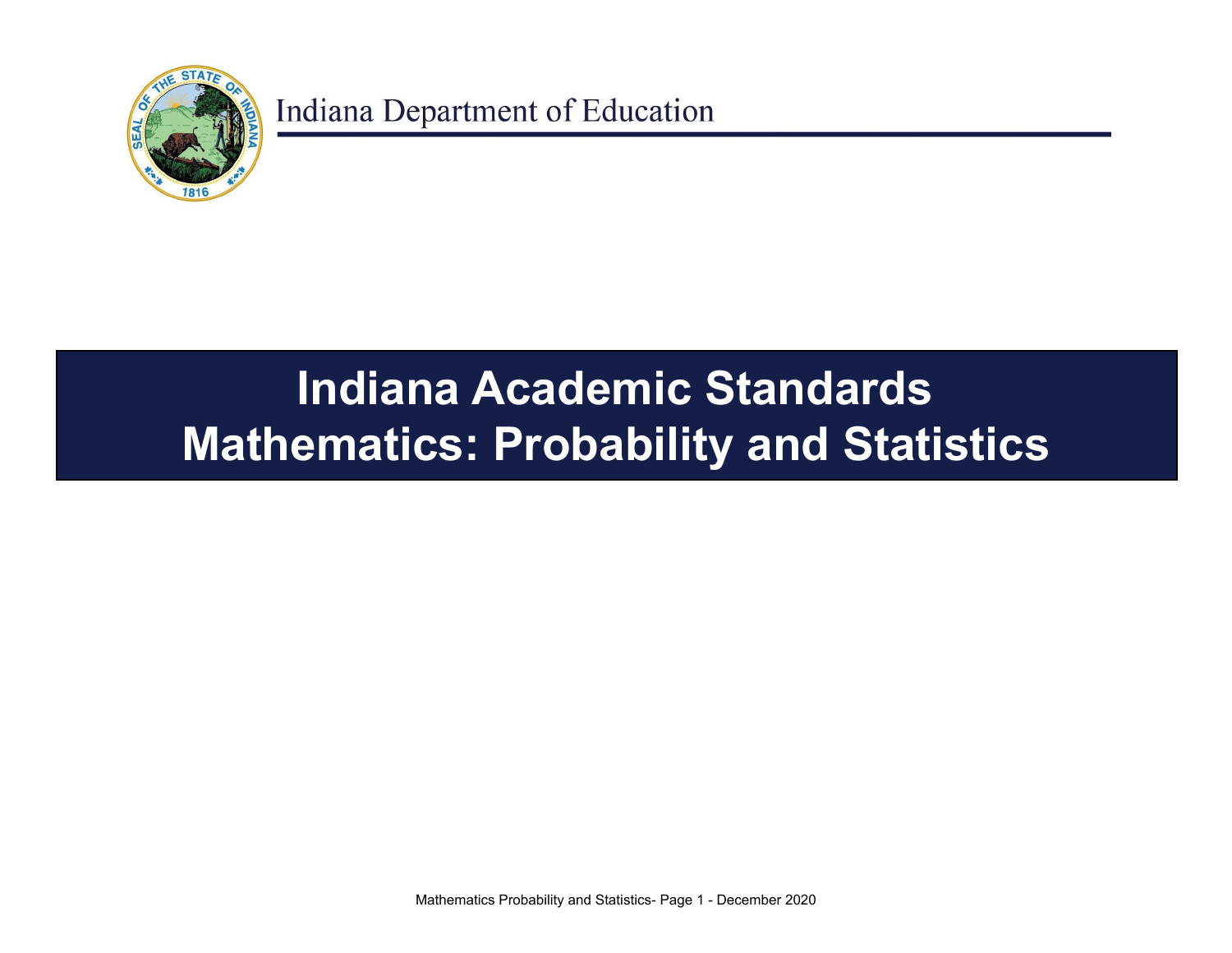Indiana Department of Education

# Indiana Academic Standards
# Mathematics: Probability and Statistics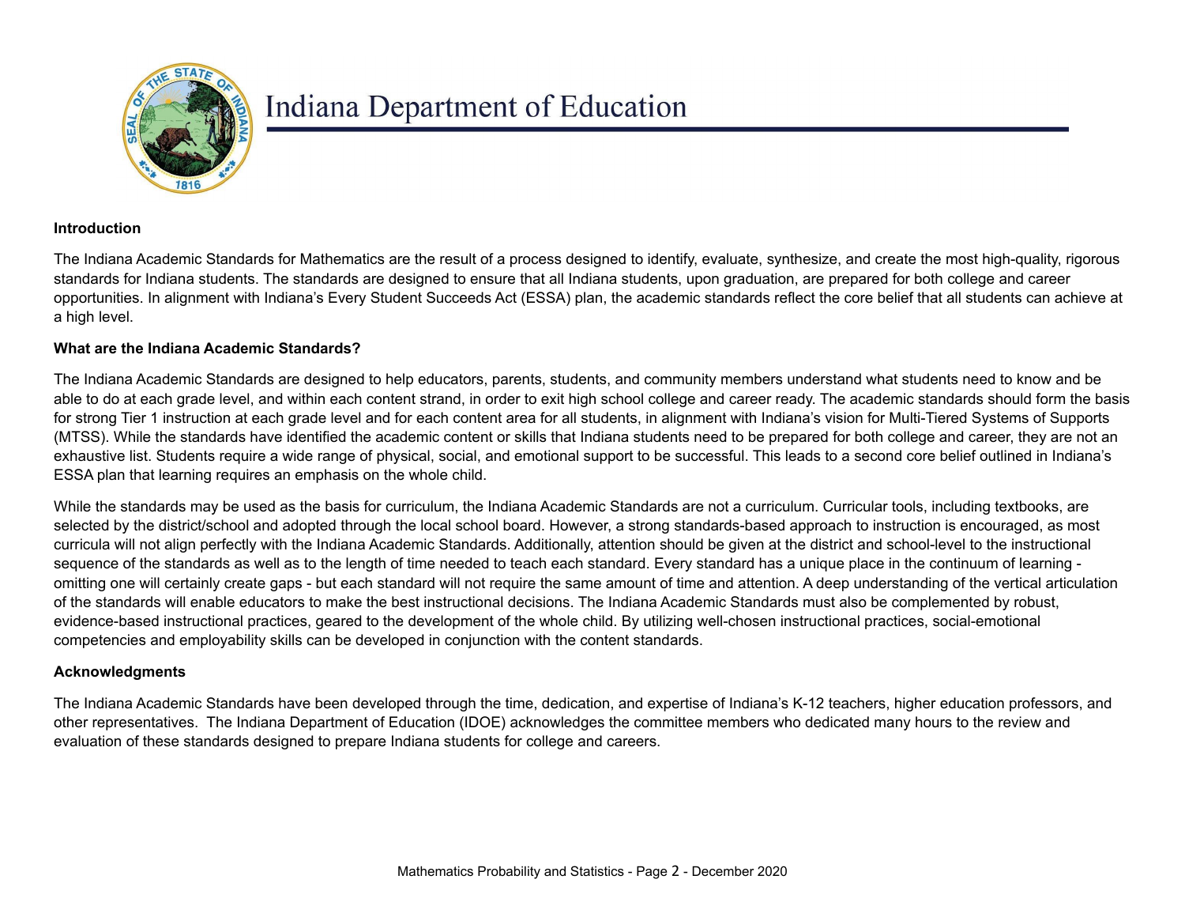# Indiana Department of Education

## Introduction

The Indiana Academic Standards for Mathematics are the result of a process designed to identify, evaluate, synthesize, and create the most high-quality, rigorous standards for Indiana students. The standards are designed to ensure that all Indiana students, upon graduation, are prepared for both college and career opportunities. In alignment with Indiana's Every Student Succeeds Act (ESSA) plan, the academic standards reflect the core belief that all students can achieve at a high level.

## What are the Indiana Academic Standards?

The Indiana Academic Standards are designed to help educators, parents, students, and community members understand what students need to know and be able to do at each grade level, and within each content strand, in order to exit high school college and career ready. The academic standards should form the basis for strong Tier 1 instruction at each grade level and for each content area for all students, in alignment with Indiana's vision for Multi-Tiered Systems of Supports (MTSS). While the standards have identified the academic content or skills that Indiana students need to be prepared for both college and career, they are not an exhaustive list. Students require a wide range of physical, social, and emotional support to be successful. This leads to a second core belief outlined in Indiana's ESSA plan that learning requires an emphasis on the whole child.

While the standards may be used as the basis for curriculum, the Indiana Academic Standards are not a curriculum. Curricular tools, including textbooks, are selected by the district/school and adopted through the local school board. However, a strong standards-based approach to instruction is encouraged, as most curricula will not align perfectly with the Indiana Academic Standards. Additionally, attention should be given at the district and school-level to the instructional sequence of the standards as well as to the length of time needed to teach each standard. Every standard has a unique place in the continuum of learning - omitting one will certainly create gaps - but each standard will not require the same amount of time and attention. A deep understanding of the vertical articulation of the standards will enable educators to make the best instructional decisions. The Indiana Academic Standards must also be complemented by robust, evidence-based instructional practices, geared to the development of the whole child. By utilizing well-chosen instructional practices, social-emotional competencies and employability skills can be developed in conjunction with the content standards.

## Acknowledgments

The Indiana Academic Standards have been developed through the time, dedication, and expertise of Indiana's K-12 teachers, higher education professors, and other representatives. The Indiana Department of Education (IDOE) acknowledges the committee members who dedicated many hours to the review and evaluation of these standards designed to prepare Indiana students for college and careers.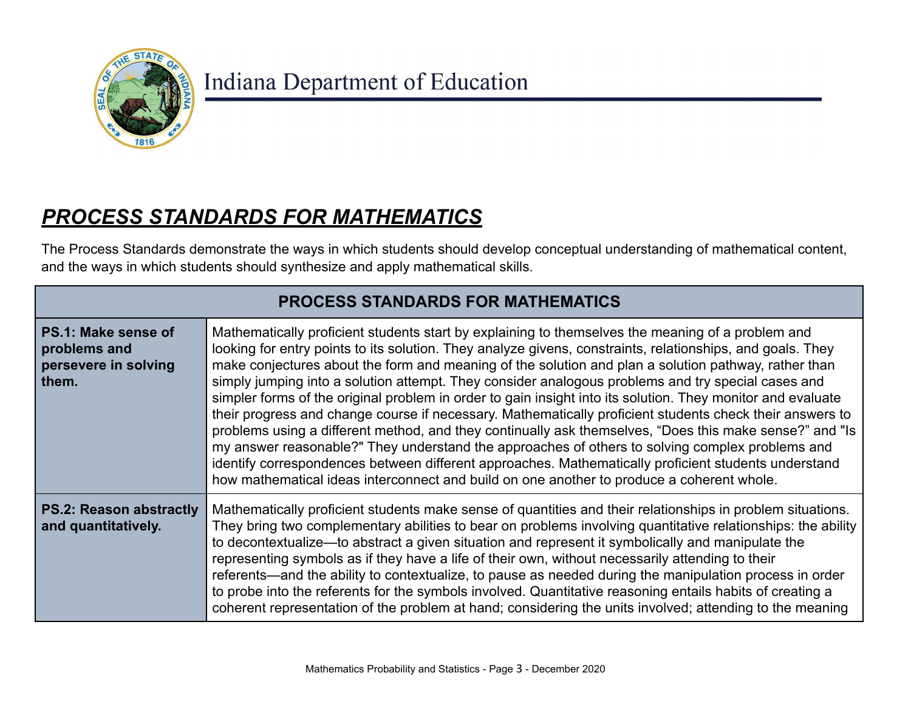Indiana Department of Education

# ***PROCESS STANDARDS FOR MATHEMATICS***

The Process Standards demonstrate the ways in which students should develop conceptual understanding of mathematical content, and the ways in which students should synthesize and apply mathematical skills.

| PROCESS STANDARDS FOR MATHEMATICS | |
|---|---|
| **PS.1: Make sense of problems and persevere in solving them.** | Mathematically proficient students start by explaining to themselves the meaning of a problem and looking for entry points to its solution. They analyze givens, constraints, relationships, and goals. They make conjectures about the form and meaning of the solution and plan a solution pathway, rather than simply jumping into a solution attempt. They consider analogous problems and try special cases and simpler forms of the original problem in order to gain insight into its solution. They monitor and evaluate their progress and change course if necessary. Mathematically proficient students check their answers to problems using a different method, and they continually ask themselves, "Does this make sense?" and "Is my answer reasonable?" They understand the approaches of others to solving complex problems and identify correspondences between different approaches. Mathematically proficient students understand how mathematical ideas interconnect and build on one another to produce a coherent whole. |
| **PS.2: Reason abstractly and quantitatively.** | Mathematically proficient students make sense of quantities and their relationships in problem situations. They bring two complementary abilities to bear on problems involving quantitative relationships: the ability to decontextualize—to abstract a given situation and represent it symbolically and manipulate the representing symbols as if they have a life of their own, without necessarily attending to their referents—and the ability to contextualize, to pause as needed during the manipulation process in order to probe into the referents for the symbols involved. Quantitative reasoning entails habits of creating a coherent representation of the problem at hand; considering the units involved; attending to the meaning |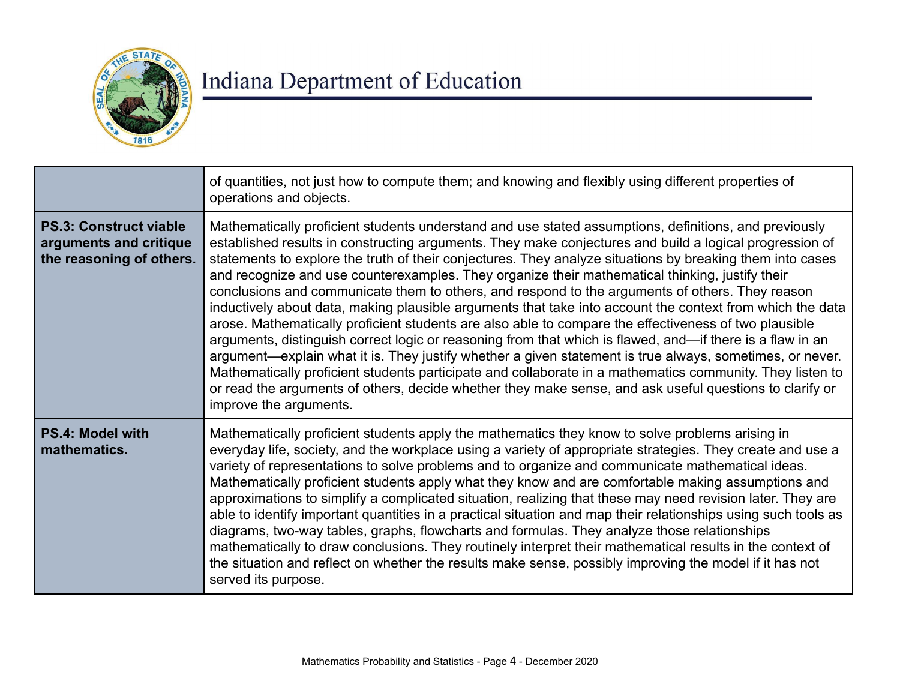| | |
|---|---|
| | of quantities, not just how to compute them; and knowing and flexibly using different properties of operations and objects. |
| **PS.3: Construct viable arguments and critique the reasoning of others.** | Mathematically proficient students understand and use stated assumptions, definitions, and previously established results in constructing arguments. They make conjectures and build a logical progression of statements to explore the truth of their conjectures. They analyze situations by breaking them into cases and recognize and use counterexamples. They organize their mathematical thinking, justify their conclusions and communicate them to others, and respond to the arguments of others. They reason inductively about data, making plausible arguments that take into account the context from which the data arose. Mathematically proficient students are also able to compare the effectiveness of two plausible arguments, distinguish correct logic or reasoning from that which is flawed, and—if there is a flaw in an argument—explain what it is. They justify whether a given statement is true always, sometimes, or never. Mathematically proficient students participate and collaborate in a mathematics community. They listen to or read the arguments of others, decide whether they make sense, and ask useful questions to clarify or improve the arguments. |
| **PS.4: Model with mathematics.** | Mathematically proficient students apply the mathematics they know to solve problems arising in everyday life, society, and the workplace using a variety of appropriate strategies. They create and use a variety of representations to solve problems and to organize and communicate mathematical ideas. Mathematically proficient students apply what they know and are comfortable making assumptions and approximations to simplify a complicated situation, realizing that these may need revision later. They are able to identify important quantities in a practical situation and map their relationships using such tools as diagrams, two-way tables, graphs, flowcharts and formulas. They analyze those relationships mathematically to draw conclusions. They routinely interpret their mathematical results in the context of the situation and reflect on whether the results make sense, possibly improving the model if it has not served its purpose. |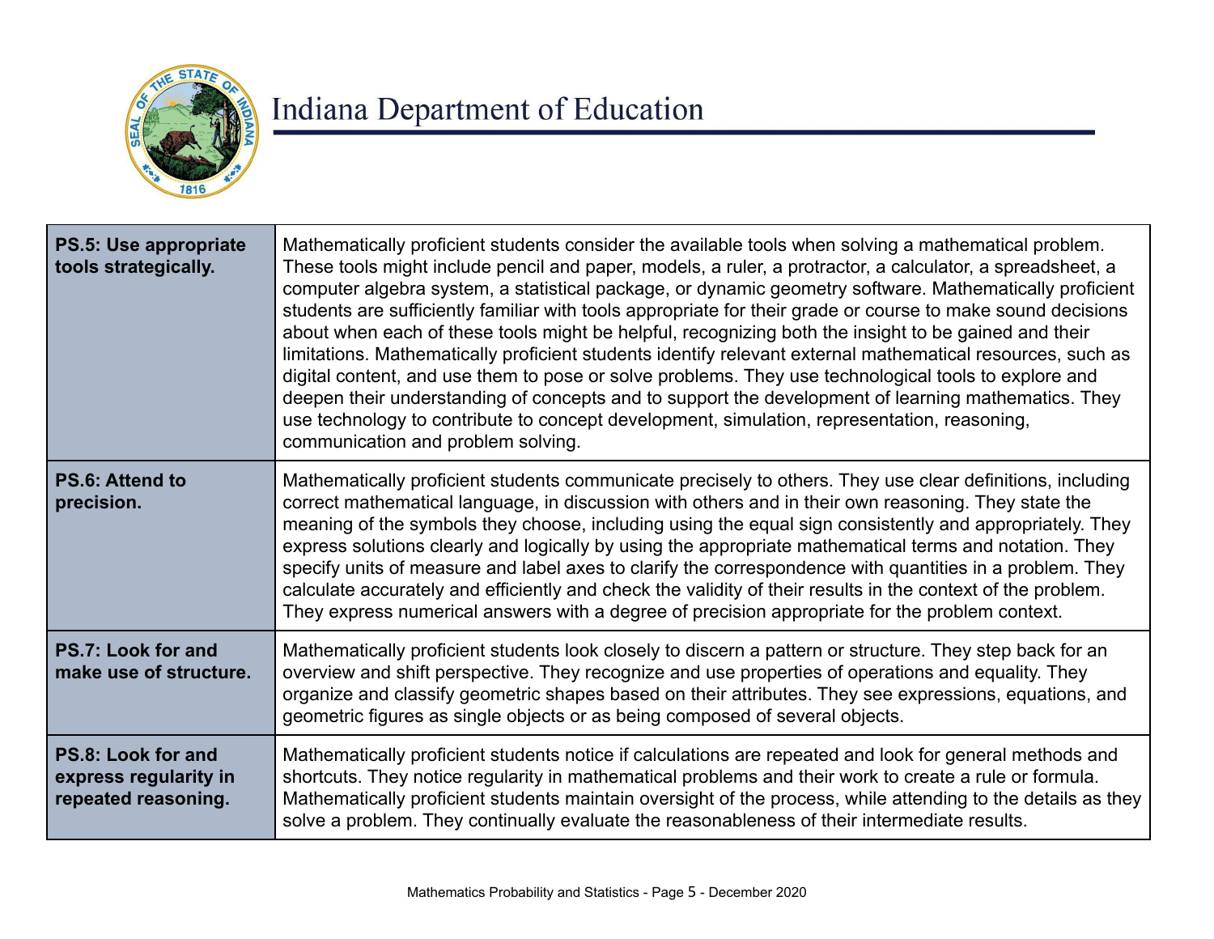| | |
|---|---|
| **PS.5: Use appropriate tools strategically.** | Mathematically proficient students consider the available tools when solving a mathematical problem. These tools might include pencil and paper, models, a ruler, a protractor, a calculator, a spreadsheet, a computer algebra system, a statistical package, or dynamic geometry software. Mathematically proficient students are sufficiently familiar with tools appropriate for their grade or course to make sound decisions about when each of these tools might be helpful, recognizing both the insight to be gained and their limitations. Mathematically proficient students identify relevant external mathematical resources, such as digital content, and use them to pose or solve problems. They use technological tools to explore and deepen their understanding of concepts and to support the development of learning mathematics. They use technology to contribute to concept development, simulation, representation, reasoning, communication and problem solving. |
| **PS.6: Attend to precision.** | Mathematically proficient students communicate precisely to others. They use clear definitions, including correct mathematical language, in discussion with others and in their own reasoning. They state the meaning of the symbols they choose, including using the equal sign consistently and appropriately. They express solutions clearly and logically by using the appropriate mathematical terms and notation. They specify units of measure and label axes to clarify the correspondence with quantities in a problem. They calculate accurately and efficiently and check the validity of their results in the context of the problem. They express numerical answers with a degree of precision appropriate for the problem context. |
| **PS.7: Look for and make use of structure.** | Mathematically proficient students look closely to discern a pattern or structure. They step back for an overview and shift perspective. They recognize and use properties of operations and equality. They organize and classify geometric shapes based on their attributes. They see expressions, equations, and geometric figures as single objects or as being composed of several objects. |
| **PS.8: Look for and express regularity in repeated reasoning.** | Mathematically proficient students notice if calculations are repeated and look for general methods and shortcuts. They notice regularity in mathematical problems and their work to create a rule or formula. Mathematically proficient students maintain oversight of the process, while attending to the details as they solve a problem. They continually evaluate the reasonableness of their intermediate results. |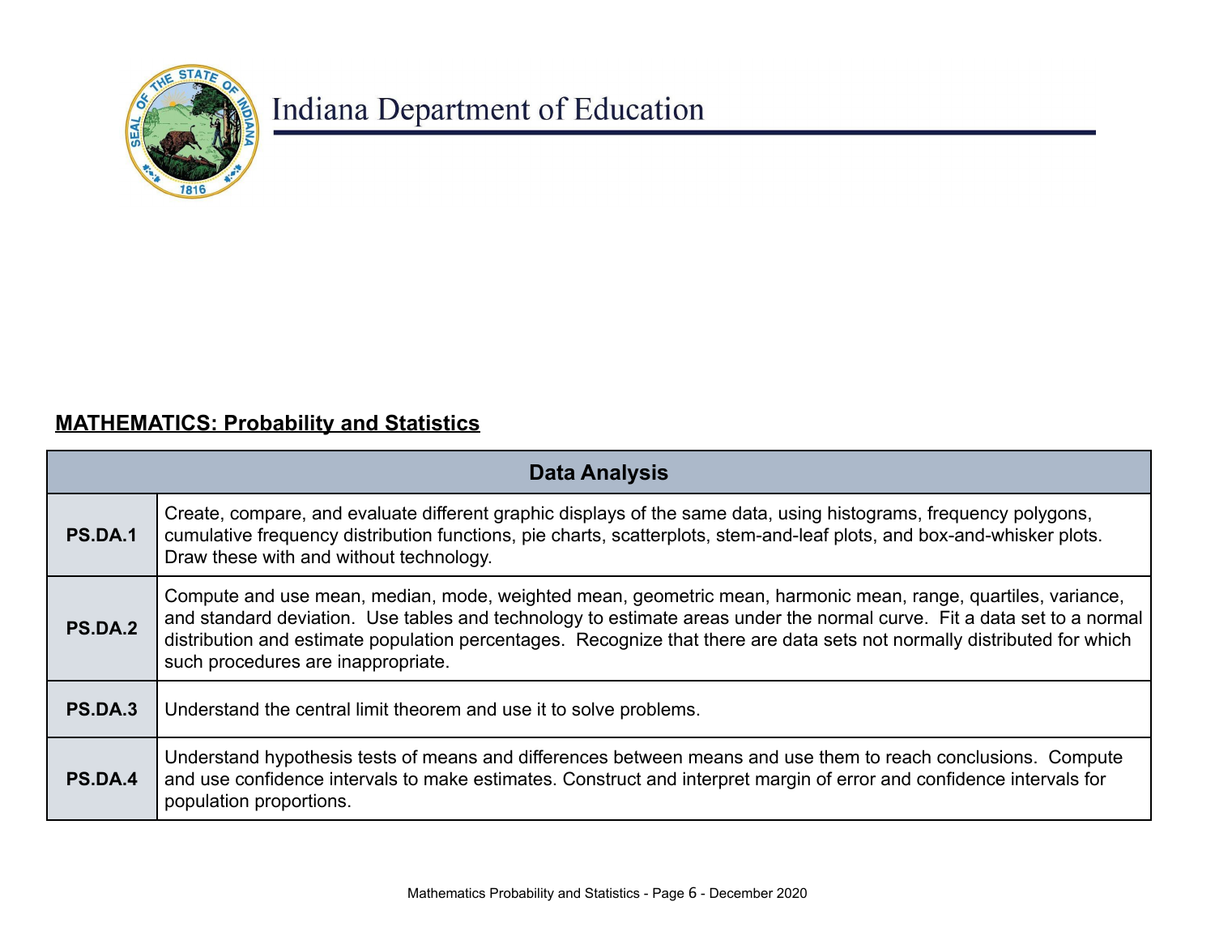Indiana Department of Education

**MATHEMATICS: Probability and Statistics**

| Data Analysis | |
|---|---|
| **PS.DA.1** | Create, compare, and evaluate different graphic displays of the same data, using histograms, frequency polygons, cumulative frequency distribution functions, pie charts, scatterplots, stem-and-leaf plots, and box-and-whisker plots. Draw these with and without technology. |
| **PS.DA.2** | Compute and use mean, median, mode, weighted mean, geometric mean, harmonic mean, range, quartiles, variance, and standard deviation. Use tables and technology to estimate areas under the normal curve. Fit a data set to a normal distribution and estimate population percentages. Recognize that there are data sets not normally distributed for which such procedures are inappropriate. |
| **PS.DA.3** | Understand the central limit theorem and use it to solve problems. |
| **PS.DA.4** | Understand hypothesis tests of means and differences between means and use them to reach conclusions. Compute and use confidence intervals to make estimates. Construct and interpret margin of error and confidence intervals for population proportions. |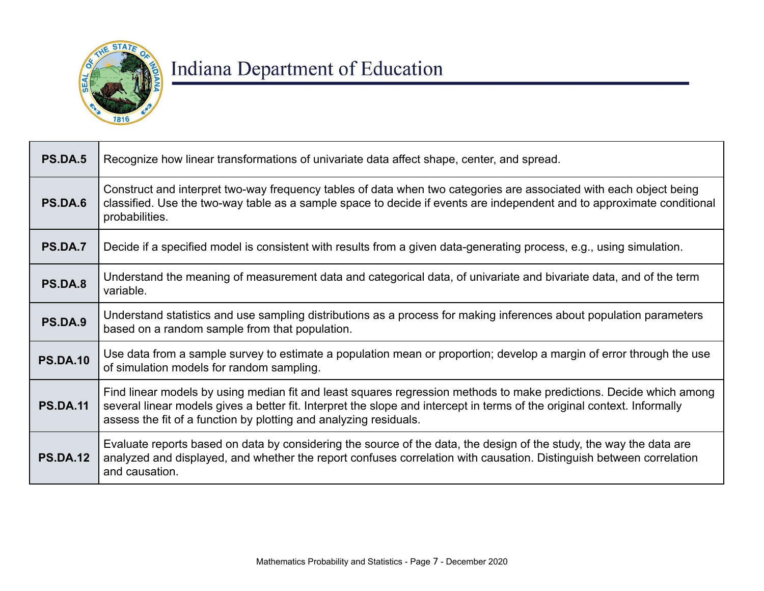| PS.DA.5 | Recognize how linear transformations of univariate data affect shape, center, and spread. |
|---|---|
| **PS.DA.6** | Construct and interpret two-way frequency tables of data when two categories are associated with each object being classified. Use the two-way table as a sample space to decide if events are independent and to approximate conditional probabilities. |
| **PS.DA.7** | Decide if a specified model is consistent with results from a given data-generating process, e.g., using simulation. |
| **PS.DA.8** | Understand the meaning of measurement data and categorical data, of univariate and bivariate data, and of the term variable. |
| **PS.DA.9** | Understand statistics and use sampling distributions as a process for making inferences about population parameters based on a random sample from that population. |
| **PS.DA.10** | Use data from a sample survey to estimate a population mean or proportion; develop a margin of error through the use of simulation models for random sampling. |
| **PS.DA.11** | Find linear models by using median fit and least squares regression methods to make predictions. Decide which among several linear models gives a better fit. Interpret the slope and intercept in terms of the original context. Informally assess the fit of a function by plotting and analyzing residuals. |
| **PS.DA.12** | Evaluate reports based on data by considering the source of the data, the design of the study, the way the data are analyzed and displayed, and whether the report confuses correlation with causation. Distinguish between correlation and causation. |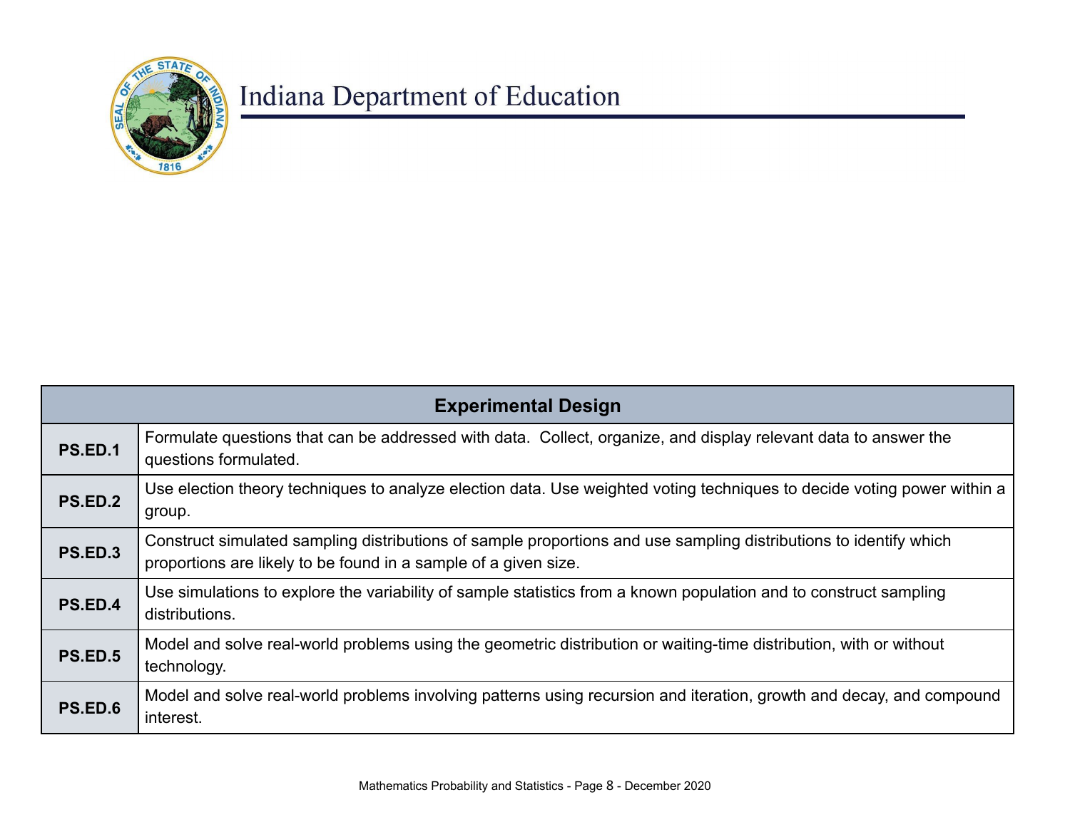| Experimental Design | |
|---|---|
| **PS.ED.1** | Formulate questions that can be addressed with data. Collect, organize, and display relevant data to answer the questions formulated. |
| **PS.ED.2** | Use election theory techniques to analyze election data. Use weighted voting techniques to decide voting power within a group. |
| **PS.ED.3** | Construct simulated sampling distributions of sample proportions and use sampling distributions to identify which proportions are likely to be found in a sample of a given size. |
| **PS.ED.4** | Use simulations to explore the variability of sample statistics from a known population and to construct sampling distributions. |
| **PS.ED.5** | Model and solve real-world problems using the geometric distribution or waiting-time distribution, with or without technology. |
| **PS.ED.6** | Model and solve real-world problems involving patterns using recursion and iteration, growth and decay, and compound interest. |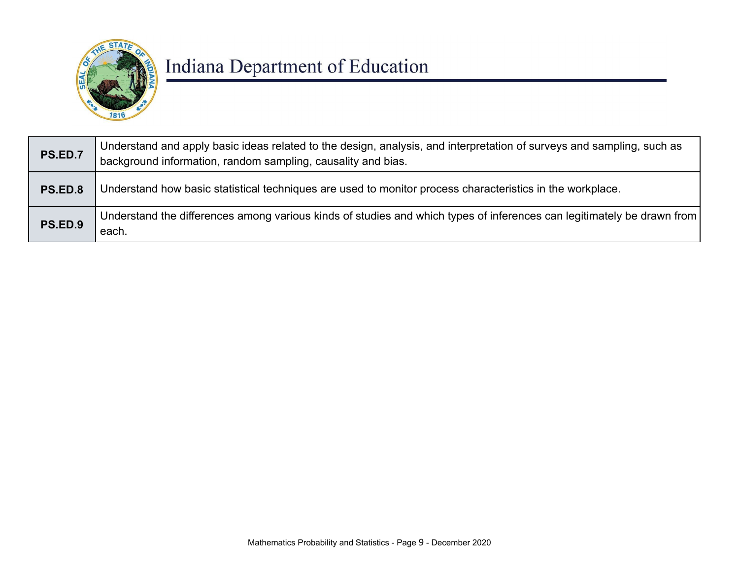| | |
|---|---|
| **PS.ED.7** | Understand and apply basic ideas related to the design, analysis, and interpretation of surveys and sampling, such as background information, random sampling, causality and bias. |
| **PS.ED.8** | Understand how basic statistical techniques are used to monitor process characteristics in the workplace. |
| **PS.ED.9** | Understand the differences among various kinds of studies and which types of inferences can legitimately be drawn from each. |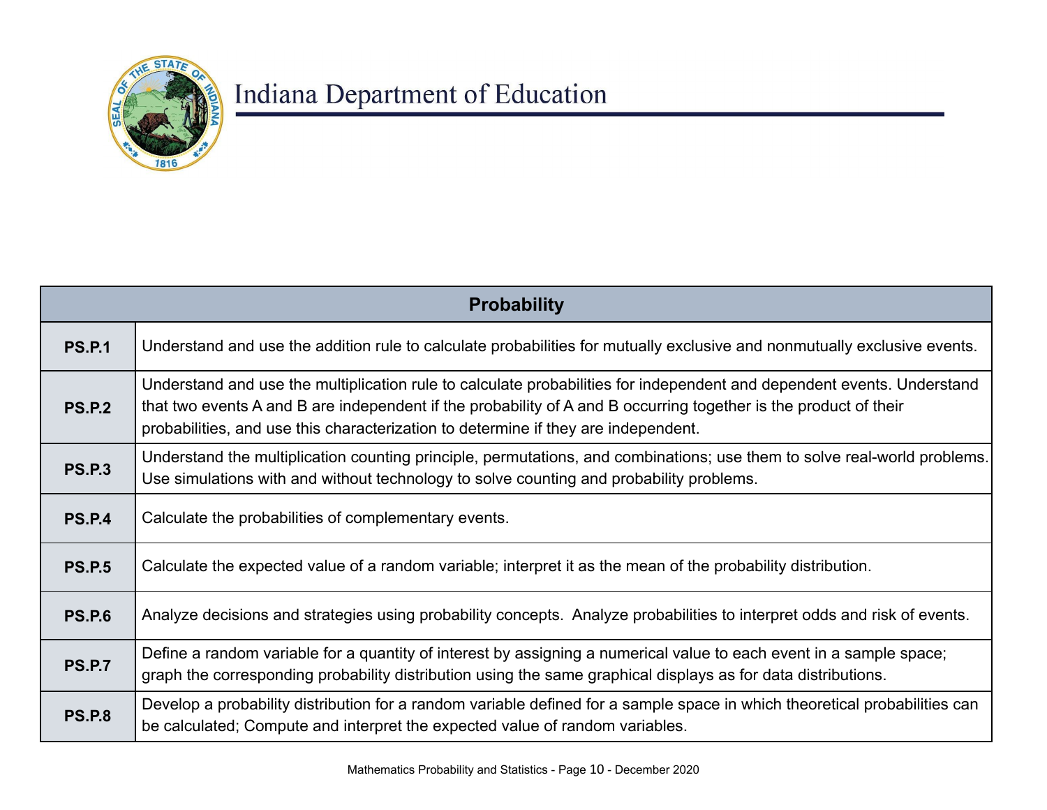| Probability | |
|---|---|
| **PS.P.1** | Understand and use the addition rule to calculate probabilities for mutually exclusive and nonmutually exclusive events. |
| **PS.P.2** | Understand and use the multiplication rule to calculate probabilities for independent and dependent events. Understand that two events A and B are independent if the probability of A and B occurring together is the product of their probabilities, and use this characterization to determine if they are independent. |
| **PS.P.3** | Understand the multiplication counting principle, permutations, and combinations; use them to solve real-world problems. Use simulations with and without technology to solve counting and probability problems. |
| **PS.P.4** | Calculate the probabilities of complementary events. |
| **PS.P.5** | Calculate the expected value of a random variable; interpret it as the mean of the probability distribution. |
| **PS.P.6** | Analyze decisions and strategies using probability concepts. Analyze probabilities to interpret odds and risk of events. |
| **PS.P.7** | Define a random variable for a quantity of interest by assigning a numerical value to each event in a sample space; graph the corresponding probability distribution using the same graphical displays as for data distributions. |
| **PS.P.8** | Develop a probability distribution for a random variable defined for a sample space in which theoretical probabilities can be calculated; Compute and interpret the expected value of random variables. |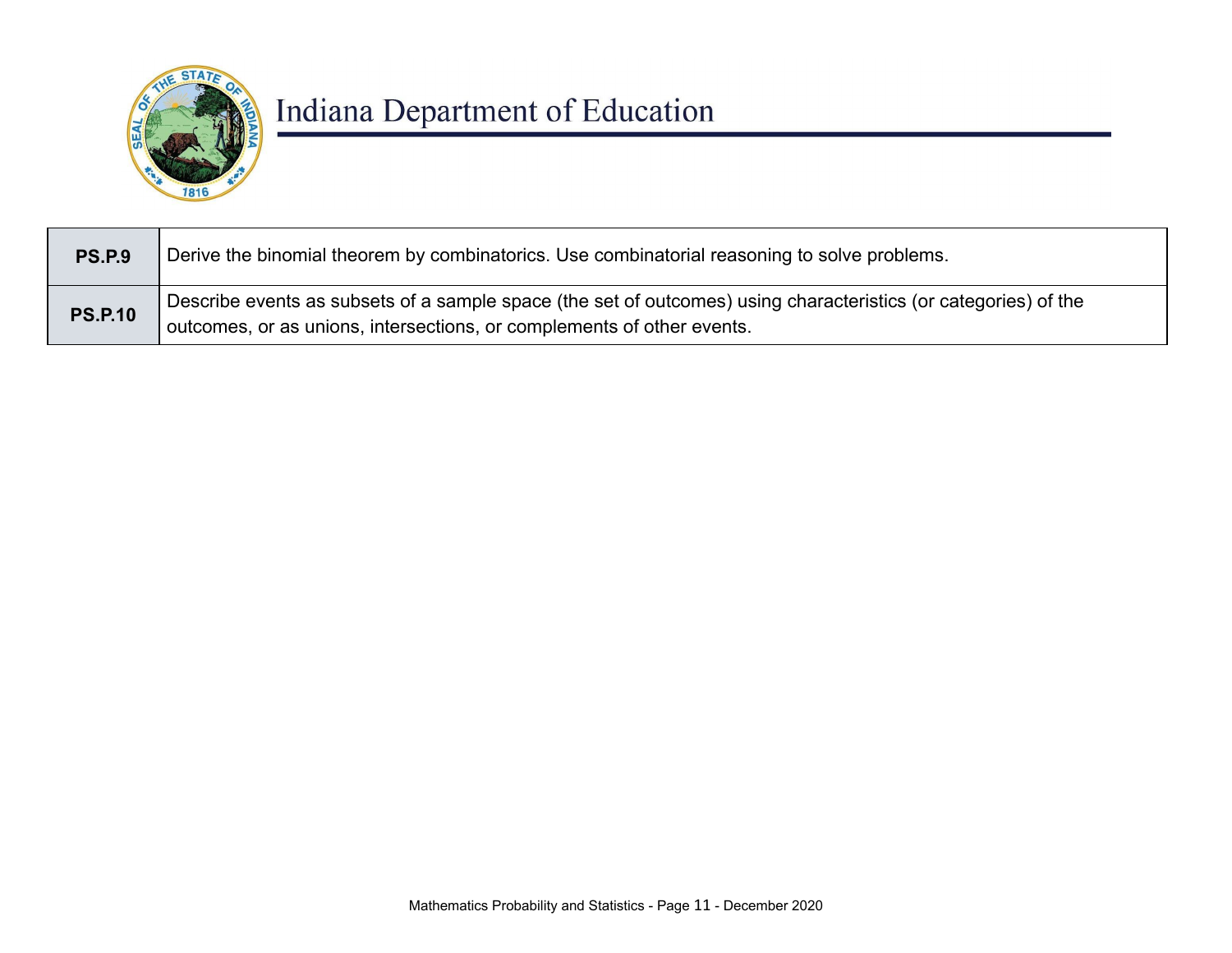| | |
|---|---|
| **PS.P.9** | Derive the binomial theorem by combinatorics. Use combinatorial reasoning to solve problems. |
| **PS.P.10** | Describe events as subsets of a sample space (the set of outcomes) using characteristics (or categories) of the outcomes, or as unions, intersections, or complements of other events. |